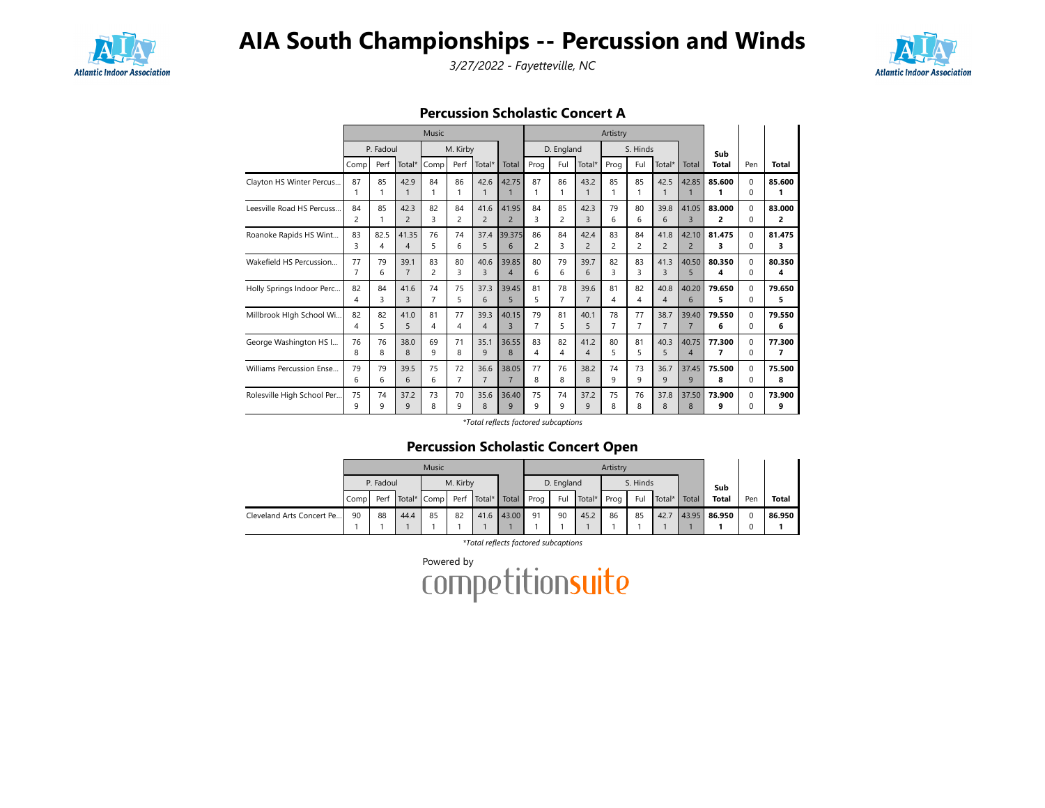# AIA South Championships -- Percussion and Winds

*3/27/2022 - Fayetteville, NC*

## Percussion Scholastic Concert A

| | Music | | | | | | | Artistry | | | | | | | | | |
|---|---|---|---|---|---|---|---|---|---|---|---|---|---|---|---|---|---|
| | P. Fadoul | | | M. Kirby | | | | D. England | | | S. Hinds | | | | Sub | | |
| | Comp | Perf | Total* | Comp | Perf | Total* | Total | Prog | Ful | Total* | Prog | Ful | Total* | Total | Total | Pen | Total |
| Clayton HS Winter Percus... | 87<br>1 | 85<br>1 | 42.9<br>1 | 84<br>1 | 86<br>1 | 42.6<br>1 | 42.75<br>1 | 87<br>1 | 86<br>1 | 43.2<br>1 | 85<br>1 | 85<br>1 | 42.5<br>1 | 42.85<br>1 | **85.600**<br>**1** | 0<br>0 | **85.600**<br>**1** |
| Leesville Road HS Percuss... | 84<br>2 | 85<br>1 | 42.3<br>2 | 82<br>3 | 84<br>2 | 41.6<br>2 | 41.95<br>2 | 84<br>3 | 85<br>2 | 42.3<br>3 | 79<br>6 | 80<br>6 | 39.8<br>6 | 41.05<br>3 | **83.000**<br>**2** | 0<br>0 | **83.000**<br>**2** |
| Roanoke Rapids HS Wint... | 83<br>3 | 82.5<br>4 | 41.35<br>4 | 76<br>5 | 74<br>6 | 37.4<br>5 | 39.375<br>6 | 86<br>2 | 84<br>3 | 42.4<br>2 | 83<br>2 | 84<br>2 | 41.8<br>2 | 42.10<br>2 | **81.475**<br>**3** | 0<br>0 | **81.475**<br>**3** |
| Wakefield HS Percussion... | 77<br>7 | 79<br>6 | 39.1<br>7 | 83<br>2 | 80<br>3 | 40.6<br>3 | 39.85<br>4 | 80<br>6 | 79<br>6 | 39.7<br>6 | 82<br>3 | 83<br>3 | 41.3<br>3 | 40.50<br>5 | **80.350**<br>**4** | 0<br>0 | **80.350**<br>**4** |
| Holly Springs Indoor Perc... | 82<br>4 | 84<br>3 | 41.6<br>3 | 74<br>7 | 75<br>5 | 37.3<br>6 | 39.45<br>5 | 81<br>5 | 78<br>7 | 39.6<br>7 | 81<br>4 | 82<br>4 | 40.8<br>4 | 40.20<br>6 | **79.650**<br>**5** | 0<br>0 | **79.650**<br>**5** |
| Millbrook HIgh School Wi... | 82<br>4 | 82<br>5 | 41.0<br>5 | 81<br>4 | 77<br>4 | 39.3<br>4 | 40.15<br>3 | 79<br>7 | 81<br>5 | 40.1<br>5 | 78<br>7 | 77<br>7 | 38.7<br>7 | 39.40<br>7 | **79.550**<br>**6** | 0<br>0 | **79.550**<br>**6** |
| George Washington HS I... | 76<br>8 | 76<br>8 | 38.0<br>8 | 69<br>9 | 71<br>8 | 35.1<br>9 | 36.55<br>8 | 83<br>4 | 82<br>4 | 41.2<br>4 | 80<br>5 | 81<br>5 | 40.3<br>5 | 40.75<br>4 | **77.300**<br>**7** | 0<br>0 | **77.300**<br>**7** |
| Williams Percussion Ense... | 79<br>6 | 79<br>6 | 39.5<br>6 | 75<br>6 | 72<br>7 | 36.6<br>7 | 38.05<br>7 | 77<br>8 | 76<br>8 | 38.2<br>8 | 74<br>9 | 73<br>9 | 36.7<br>9 | 37.45<br>9 | **75.500**<br>**8** | 0<br>0 | **75.500**<br>**8** |
| Rolesville High School Per... | 75<br>9 | 74<br>9 | 37.2<br>9 | 73<br>8 | 70<br>9 | 35.6<br>8 | 36.40<br>9 | 75<br>9 | 74<br>9 | 37.2<br>9 | 75<br>8 | 76<br>8 | 37.8<br>8 | 37.50<br>8 | **73.900**<br>**9** | 0<br>0 | **73.900**<br>**9** |

*\*Total reflects factored subcaptions*

## Percussion Scholastic Concert Open

| | Music | | | | | | | Artistry | | | | | | | | | |
|---|---|---|---|---|---|---|---|---|---|---|---|---|---|---|---|---|---|
| | P. Fadoul | | | M. Kirby | | | | D. England | | | S. Hinds | | | | Sub | | |
| | Comp | Perf | Total* | Comp | Perf | Total* | Total | Prog | Ful | Total* | Prog | Ful | Total* | Total | Total | Pen | Total |
| Cleveland Arts Concert Pe... | 90<br>1 | 88<br>1 | 44.4<br>1 | 85<br>1 | 82<br>1 | 41.6<br>1 | 43.00<br>1 | 91<br>1 | 90<br>1 | 45.2<br>1 | 86<br>1 | 85<br>1 | 42.7<br>1 | 43.95<br>1 | **86.950**<br>**1** | 0<br>0 | **86.950**<br>**1** |

*\*Total reflects factored subcaptions*

Powered by competitionsuite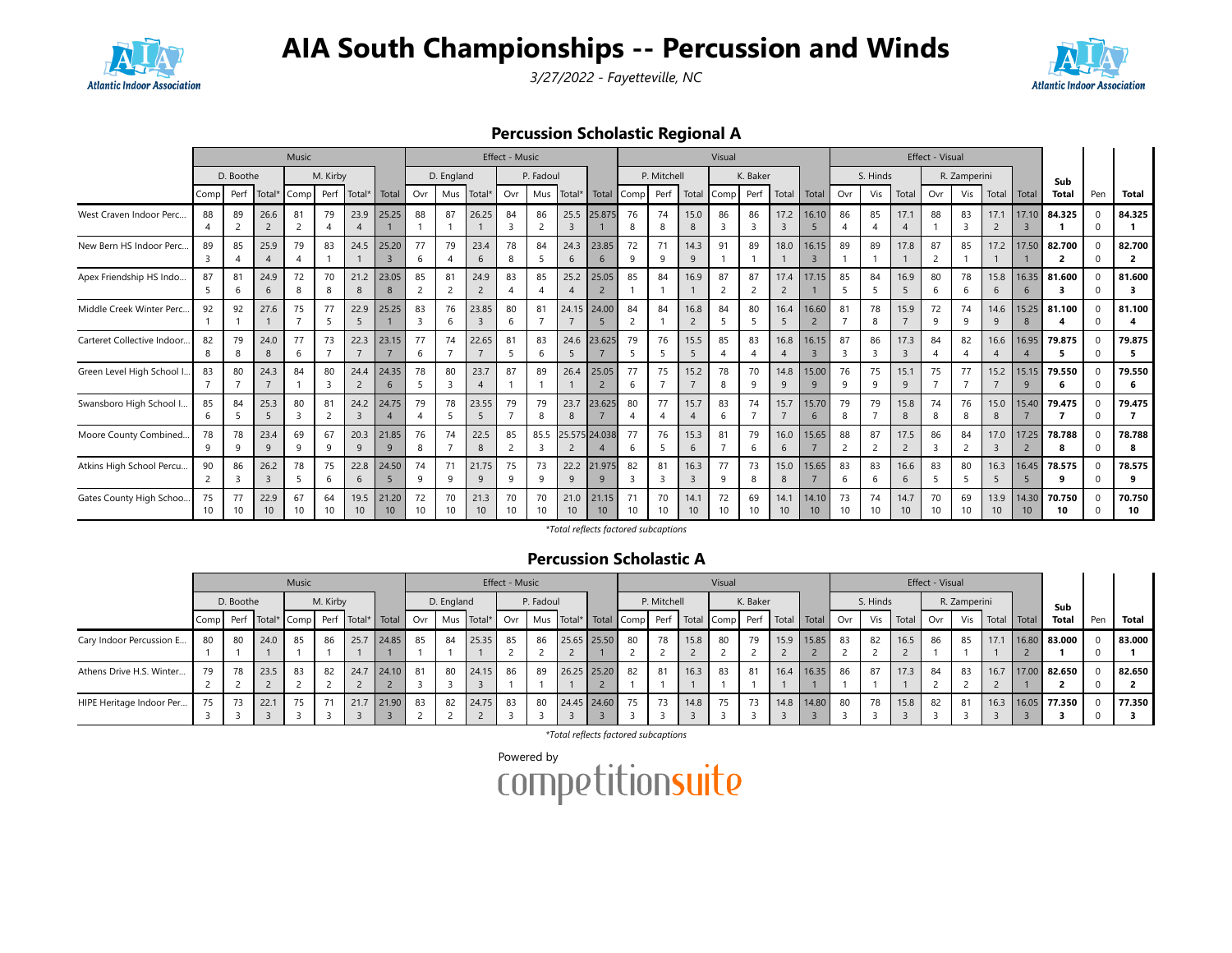# AIA South Championships -- Percussion and Winds

*3/27/2022 - Fayetteville, NC*

## Percussion Scholastic Regional A

| | Music | | | | | | | Effect - Music | | | | | | | Visual | | | | | | | Effect - Visual | | | | | | | Sub | | |
|---|---|---|---|---|---|---|---|---|---|---|---|---|---|---|---|---|---|---|---|---|---|---|---|---|---|---|---|---|---|---|---|
| | D. Boothe | | | M. Kirby | | | | D. England | | | P. Fadoul | | | | P. Mitchell | | | K. Baker | | | | S. Hinds | | | R. Zamperini | | | | | | |
| | Comp | Perf | Total* | Comp | Perf | Total* | Total | Ovr | Mus | Total* | Ovr | Mus | Total* | Total | Comp | Perf | Total | Comp | Perf | Total | Total | Ovr | Vis | Total | Ovr | Vis | Total | Total | Total | Pen | Total |
| West Craven Indoor Perc... | 88 4 | 89 2 | 26.6 2 | 81 2 | 79 4 | 23.9 4 | 25.25 1 | 88 1 | 87 1 | 26.25 1 | 84 3 | 86 2 | 25.5 3 | 25.875 1 | 76 8 | 74 8 | 15.0 8 | 86 3 | 86 3 | 17.2 3 | 16.10 5 | 86 4 | 85 4 | 17.1 4 | 88 1 | 83 3 | 17.1 2 | 17.10 3 | **84.325 1** | 0 0 | **84.325 1** |
| New Bern HS Indoor Perc... | 89 3 | 85 4 | 25.9 4 | 79 4 | 83 1 | 24.5 1 | 25.20 3 | 77 6 | 79 4 | 23.4 6 | 78 8 | 84 5 | 24.3 6 | 23.85 6 | 72 9 | 71 9 | 14.3 9 | 91 1 | 89 1 | 18.0 1 | 16.15 3 | 89 1 | 89 1 | 17.8 1 | 87 2 | 85 1 | 17.2 1 | 17.50 1 | **82.700 2** | 0 0 | **82.700 2** |
| Apex Friendship HS Indo... | 87 5 | 81 6 | 24.9 6 | 72 8 | 70 8 | 21.2 8 | 23.05 8 | 85 2 | 81 2 | 24.9 2 | 83 4 | 85 4 | 25.2 4 | 25.05 2 | 85 1 | 84 1 | 16.9 1 | 87 2 | 87 2 | 17.4 2 | 17.15 1 | 85 5 | 84 5 | 16.9 5 | 80 6 | 78 6 | 15.8 6 | 16.35 6 | **81.600 3** | 0 0 | **81.600 3** |
| Middle Creek Winter Perc... | 92 1 | 92 1 | 27.6 1 | 75 7 | 77 5 | 22.9 5 | 25.25 1 | 83 3 | 76 6 | 23.85 3 | 80 6 | 81 7 | 24.15 7 | 24.00 5 | 84 2 | 84 1 | 16.8 2 | 84 5 | 80 5 | 16.4 5 | 16.60 2 | 81 7 | 78 8 | 15.9 7 | 72 9 | 74 9 | 14.6 9 | 15.25 8 | **81.100 4** | 0 0 | **81.100 4** |
| Carteret Collective Indoor... | 82 8 | 79 8 | 24.0 8 | 77 6 | 73 7 | 22.3 7 | 23.15 7 | 77 6 | 74 7 | 22.65 7 | 81 5 | 83 6 | 24.6 5 | 23.625 7 | 79 5 | 76 5 | 15.5 5 | 85 4 | 83 4 | 16.8 4 | 16.15 3 | 87 3 | 86 3 | 17.3 3 | 84 4 | 82 4 | 16.6 4 | 16.95 4 | **79.875 5** | 0 0 | **79.875 5** |
| Green Level High School I... | 83 7 | 80 7 | 24.3 7 | 84 1 | 80 3 | 24.4 2 | 24.35 6 | 78 5 | 80 3 | 23.7 4 | 87 1 | 89 1 | 26.4 1 | 25.05 2 | 77 6 | 75 7 | 15.2 7 | 78 8 | 70 9 | 14.8 9 | 15.00 9 | 76 9 | 75 9 | 15.1 9 | 75 7 | 77 7 | 15.2 7 | 15.15 9 | **79.550 6** | 0 0 | **79.550 6** |
| Swansboro High School I... | 85 6 | 84 5 | 25.3 5 | 80 3 | 81 2 | 24.2 3 | 24.75 4 | 79 4 | 78 5 | 23.55 5 | 79 7 | 79 8 | 23.7 8 | 23.625 7 | 80 4 | 77 4 | 15.7 4 | 83 6 | 74 7 | 15.7 7 | 15.70 6 | 79 8 | 79 7 | 15.8 8 | 74 8 | 76 8 | 15.0 8 | 15.40 7 | **79.475 7** | 0 0 | **79.475 7** |
| Moore County Combined... | 78 9 | 78 9 | 23.4 9 | 69 9 | 67 9 | 20.3 9 | 21.85 9 | 76 8 | 74 7 | 22.5 8 | 85 2 | 85.5 3 | 25.575 2 | 24.038 4 | 77 6 | 76 5 | 15.3 6 | 81 7 | 79 6 | 16.0 6 | 15.65 7 | 88 2 | 87 2 | 17.5 2 | 86 3 | 84 2 | 17.0 3 | 17.25 2 | **78.788 8** | 0 0 | **78.788 8** |
| Atkins High School Percu... | 90 2 | 86 3 | 26.2 3 | 78 5 | 75 6 | 22.8 6 | 24.50 5 | 74 9 | 71 9 | 21.75 9 | 75 9 | 73 9 | 22.2 9 | 21.975 9 | 82 3 | 81 3 | 16.3 3 | 77 9 | 73 8 | 15.0 8 | 15.65 7 | 83 6 | 83 6 | 16.6 6 | 83 5 | 80 5 | 16.3 5 | 16.45 5 | **78.575 9** | 0 0 | **78.575 9** |
| Gates County High Schoo... | 75 10 | 77 10 | 22.9 10 | 67 10 | 64 10 | 19.5 10 | 21.20 10 | 72 10 | 70 10 | 21.3 10 | 70 10 | 70 10 | 21.0 10 | 21.15 10 | 71 10 | 70 10 | 14.1 10 | 72 10 | 69 10 | 14.1 10 | 14.10 10 | 73 10 | 74 10 | 14.7 10 | 70 10 | 69 10 | 13.9 10 | 14.30 10 | **70.750 10** | 0 0 | **70.750 10** |

*Total reflects factored subcaptions

## Percussion Scholastic A

| | Music | | | | | | | Effect - Music | | | | | | | Visual | | | | | | | Effect - Visual | | | | | | | Sub | | |
|---|---|---|---|---|---|---|---|---|---|---|---|---|---|---|---|---|---|---|---|---|---|---|---|---|---|---|---|---|---|---|---|
| | D. Boothe | | | M. Kirby | | | | D. England | | | P. Fadoul | | | | P. Mitchell | | | K. Baker | | | | S. Hinds | | | R. Zamperini | | | | | | |
| | Comp | Perf | Total* | Comp | Perf | Total* | Total | Ovr | Mus | Total* | Ovr | Mus | Total* | Total | Comp | Perf | Total | Comp | Perf | Total | Total | Ovr | Vis | Total | Ovr | Vis | Total | Total | Total | Pen | Total |
| Cary Indoor Percussion E... | 80 1 | 80 1 | 24.0 1 | 85 1 | 86 1 | 25.7 1 | 24.85 1 | 85 1 | 84 1 | 25.35 1 | 85 2 | 86 2 | 25.65 2 | 25.50 1 | 80 2 | 78 2 | 15.8 2 | 80 2 | 79 2 | 15.9 2 | 15.85 2 | 83 2 | 82 2 | 16.5 2 | 86 1 | 85 1 | 17.1 1 | 16.80 2 | **83.000 1** | 0 0 | **83.000 1** |
| Athens Drive H.S. Winter... | 79 2 | 78 2 | 23.5 2 | 83 2 | 82 2 | 24.7 2 | 24.10 2 | 81 3 | 80 3 | 24.15 3 | 86 1 | 89 1 | 26.25 1 | 25.20 2 | 82 1 | 81 1 | 16.3 1 | 83 1 | 81 1 | 16.4 1 | 16.35 1 | 86 1 | 87 1 | 17.3 1 | 84 2 | 83 2 | 16.7 2 | 17.00 1 | **82.650 2** | 0 0 | **82.650 2** |
| HIPE Heritage Indoor Per... | 75 3 | 73 3 | 22.1 3 | 75 3 | 71 3 | 21.7 3 | 21.90 3 | 83 2 | 82 2 | 24.75 2 | 83 3 | 80 3 | 24.45 3 | 24.60 3 | 75 3 | 73 3 | 14.8 3 | 75 3 | 73 3 | 14.8 3 | 14.80 3 | 80 3 | 78 3 | 15.8 3 | 82 3 | 81 3 | 16.3 3 | 16.05 3 | **77.350 3** | 0 0 | **77.350 3** |

*Total reflects factored subcaptions

Powered by competitionsuite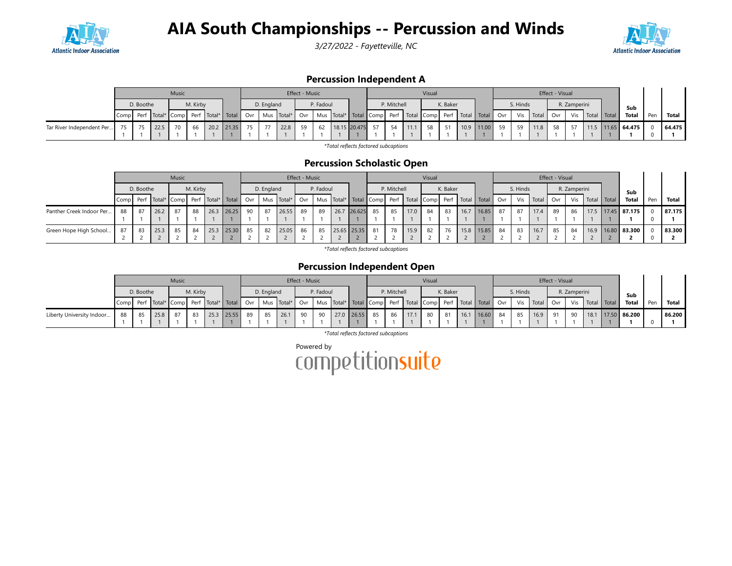# AIA South Championships -- Percussion and Winds

*3/27/2022 - Fayetteville, NC*

## Percussion Independent A

| | Music | | | | | | | Effect - Music | | | | | | | Visual | | | | | | | Effect - Visual | | | | | | | Sub Total | Pen | Total |
|---|---|---|---|---|---|---|---|---|---|---|---|---|---|---|---|---|---|---|---|---|---|---|---|---|---|---|---|---|---|---|---|
| | D. Boothe | | | M. Kirby | | | | D. England | | | P. Fadoul | | | | P. Mitchell | | | K. Baker | | | | S. Hinds | | | R. Zamperini | | | | | | |
| | Comp | Perf | Total* | Comp | Perf | Total* | Total | Ovr | Mus | Total* | Ovr | Mus | Total* | Total | Comp | Perf | Total | Comp | Perf | Total | Total | Ovr | Vis | Total | Ovr | Vis | Total | Total | | | |
| Tar River Independent Per... | 75<br>1 | 75<br>1 | 22.5<br>1 | 70<br>1 | 66<br>1 | 20.2<br>1 | 21.35<br>1 | 75<br>1 | 77<br>1 | 22.8<br>1 | 59<br>1 | 62<br>1 | 18.15<br>1 | 20.475<br>1 | 57<br>1 | 54<br>1 | 11.1<br>1 | 58<br>1 | 51<br>1 | 10.9<br>1 | 11.00<br>1 | 59<br>1 | 59<br>1 | 11.8<br>1 | 58<br>1 | 57<br>1 | 11.5<br>1 | 11.65<br>1 | **64.475**<br>**1** | 0<br>0 | **64.475**<br>**1** |

*Total reflects factored subcaptions*

## Percussion Scholastic Open

| | Music | | | | | | | Effect - Music | | | | | | | Visual | | | | | | | Effect - Visual | | | | | | | Sub Total | Pen | Total |
|---|---|---|---|---|---|---|---|---|---|---|---|---|---|---|---|---|---|---|---|---|---|---|---|---|---|---|---|---|---|---|---|
| | D. Boothe | | | M. Kirby | | | | D. England | | | P. Fadoul | | | | P. Mitchell | | | K. Baker | | | | S. Hinds | | | R. Zamperini | | | | | | |
| | Comp | Perf | Total* | Comp | Perf | Total* | Total | Ovr | Mus | Total* | Ovr | Mus | Total* | Total | Comp | Perf | Total | Comp | Perf | Total | Total | Ovr | Vis | Total | Ovr | Vis | Total | Total | | | |
| Panther Creek Indoor Per... | 88<br>1 | 87<br>1 | 26.2<br>1 | 87<br>1 | 88<br>1 | 26.3<br>1 | 26.25<br>1 | 90<br>1 | 87<br>1 | 26.55<br>1 | 89<br>1 | 89<br>1 | 26.7<br>1 | 26.625<br>1 | 85<br>1 | 85<br>1 | 17.0<br>1 | 84<br>1 | 83<br>1 | 16.7<br>1 | 16.85<br>1 | 87<br>1 | 87<br>1 | 17.4<br>1 | 89<br>1 | 86<br>1 | 17.5<br>1 | 17.45<br>1 | **87.175**<br>**1** | 0<br>0 | **87.175**<br>**1** |
| Green Hope High School... | 87<br>2 | 83<br>2 | 25.3<br>2 | 85<br>2 | 84<br>2 | 25.3<br>2 | 25.30<br>2 | 85<br>2 | 82<br>2 | 25.05<br>2 | 86<br>2 | 85<br>2 | 25.65<br>2 | 25.35<br>2 | 81<br>2 | 78<br>2 | 15.9<br>2 | 82<br>2 | 76<br>2 | 15.8<br>2 | 15.85<br>2 | 84<br>2 | 83<br>2 | 16.7<br>2 | 85<br>2 | 84<br>2 | 16.9<br>2 | 16.80<br>2 | **83.300**<br>**2** | 0<br>0 | **83.300**<br>**2** |

*Total reflects factored subcaptions*

## Percussion Independent Open

| | Music | | | | | | | Effect - Music | | | | | | | Visual | | | | | | | Effect - Visual | | | | | | | Sub Total | Pen | Total |
|---|---|---|---|---|---|---|---|---|---|---|---|---|---|---|---|---|---|---|---|---|---|---|---|---|---|---|---|---|---|---|---|
| | D. Boothe | | | M. Kirby | | | | D. England | | | P. Fadoul | | | | P. Mitchell | | | K. Baker | | | | S. Hinds | | | R. Zamperini | | | | | | |
| | Comp | Perf | Total* | Comp | Perf | Total* | Total | Ovr | Mus | Total* | Ovr | Mus | Total* | Total | Comp | Perf | Total | Comp | Perf | Total | Total | Ovr | Vis | Total | Ovr | Vis | Total | Total | | | |
| Liberty University Indoor... | 88<br>1 | 85<br>1 | 25.8<br>1 | 87<br>1 | 83<br>1 | 25.3<br>1 | 25.55<br>1 | 89<br>1 | 85<br>1 | 26.1<br>1 | 90<br>1 | 90<br>1 | 27.0<br>1 | 26.55<br>1 | 85<br>1 | 86<br>1 | 17.1<br>1 | 80<br>1 | 81<br>1 | 16.1<br>1 | 16.60<br>1 | 84<br>1 | 85<br>1 | 16.9<br>1 | 91<br>1 | 90<br>1 | 18.1<br>1 | 17.50<br>1 | **86.200**<br>**1** | 0 | **86.200**<br>**1** |

*Total reflects factored subcaptions*

Powered by competitionsuite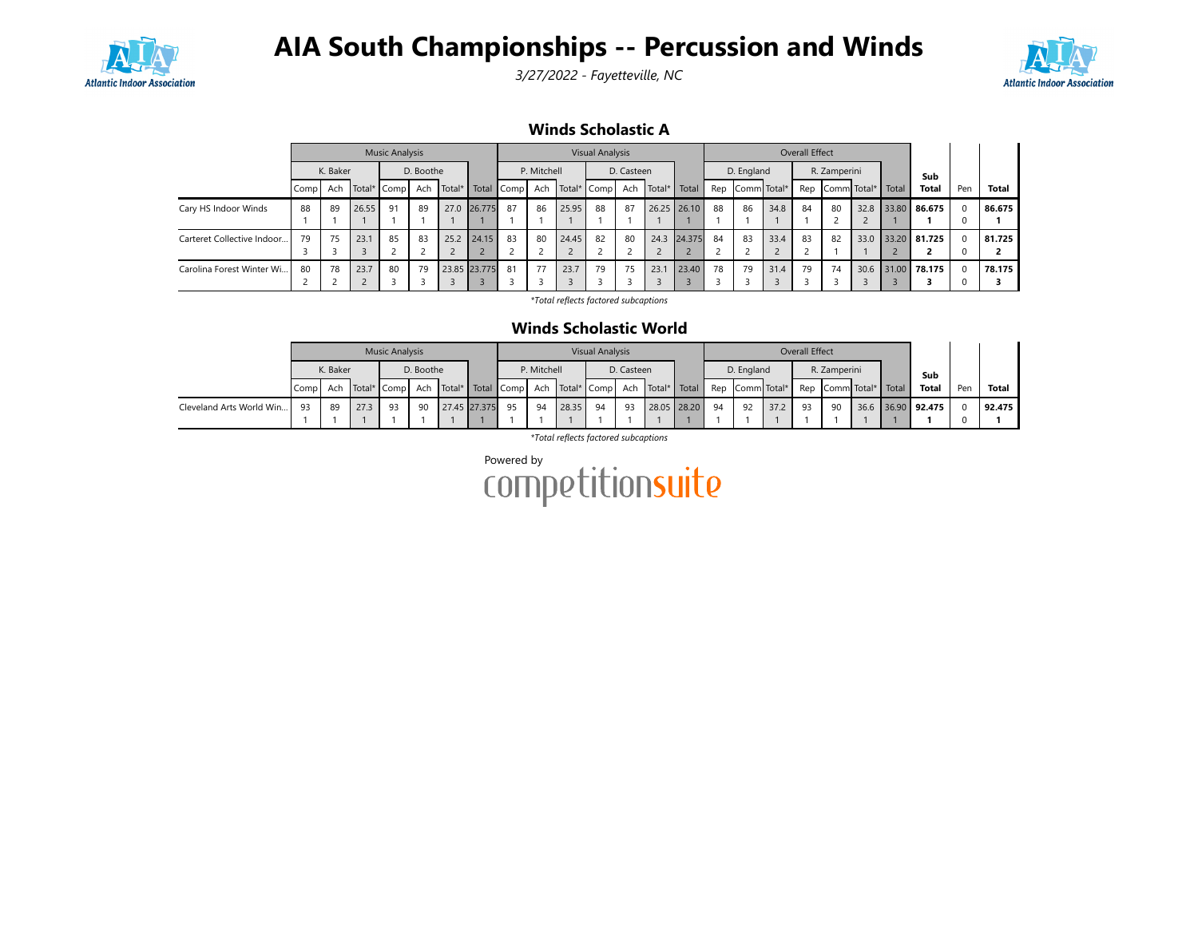# AIA South Championships -- Percussion and Winds

*3/27/2022 - Fayetteville, NC*

## Winds Scholastic A

| | Music Analysis | | | | | | | Visual Analysis | | | | | | | Overall Effect | | | | | | | | | |
|---|---|---|---|---|---|---|---|---|---|---|---|---|---|---|---|---|---|---|---|---|---|---|---|---|
| | K. Baker | | | D. Boothe | | | | P. Mitchell | | | D. Casteen | | | | D. England | | | R. Zamperini | | | | | | |
| | Comp | Ach | Total* | Comp | Ach | Total* | Total | Comp | Ach | Total* | Comp | Ach | Total* | Total | Rep | Comm | Total* | Rep | Comm | Total* | Total | Sub Total | Pen | Total |
| Cary HS Indoor Winds | 88 1 | 89 1 | 26.55 1 | 91 1 | 89 1 | 27.0 1 | 26.775 1 | 87 1 | 86 1 | 25.95 1 | 88 1 | 87 1 | 26.25 1 | 26.10 1 | 88 1 | 86 1 | 34.8 1 | 84 1 | 80 2 | 32.8 2 | 33.80 1 | **86.675 1** | 0 0 | **86.675 1** |
| Carteret Collective Indoor... | 79 3 | 75 3 | 23.1 3 | 85 2 | 83 2 | 25.2 2 | 24.15 2 | 83 2 | 80 2 | 24.45 2 | 82 2 | 80 2 | 24.3 2 | 24.375 2 | 84 2 | 83 2 | 33.4 2 | 83 2 | 82 1 | 33.0 1 | 33.20 2 | **81.725 2** | 0 0 | **81.725 2** |
| Carolina Forest Winter Wi... | 80 2 | 78 2 | 23.7 2 | 80 3 | 79 3 | 23.85 3 | 23.775 3 | 81 3 | 77 3 | 23.7 3 | 79 3 | 75 3 | 23.1 3 | 23.40 3 | 78 3 | 79 3 | 31.4 3 | 79 3 | 74 3 | 30.6 3 | 31.00 3 | **78.175 3** | 0 0 | **78.175 3** |

*Total reflects factored subcaptions

## Winds Scholastic World

| | Music Analysis | | | | | | | Visual Analysis | | | | | | | Overall Effect | | | | | | | | | |
|---|---|---|---|---|---|---|---|---|---|---|---|---|---|---|---|---|---|---|---|---|---|---|---|---|
| | K. Baker | | | D. Boothe | | | | P. Mitchell | | | D. Casteen | | | | D. England | | | R. Zamperini | | | | | | |
| | Comp | Ach | Total* | Comp | Ach | Total* | Total | Comp | Ach | Total* | Comp | Ach | Total* | Total | Rep | Comm | Total* | Rep | Comm | Total* | Total | Sub Total | Pen | Total |
| Cleveland Arts World Win... | 93 1 | 89 1 | 27.3 1 | 93 1 | 90 1 | 27.45 1 | 27.375 1 | 95 1 | 94 1 | 28.35 1 | 94 1 | 93 1 | 28.05 1 | 28.20 1 | 94 1 | 92 1 | 37.2 1 | 93 1 | 90 1 | 36.6 1 | 36.90 1 | **92.475 1** | 0 0 | **92.475 1** |

*Total reflects factored subcaptions

Powered by competitionsuite